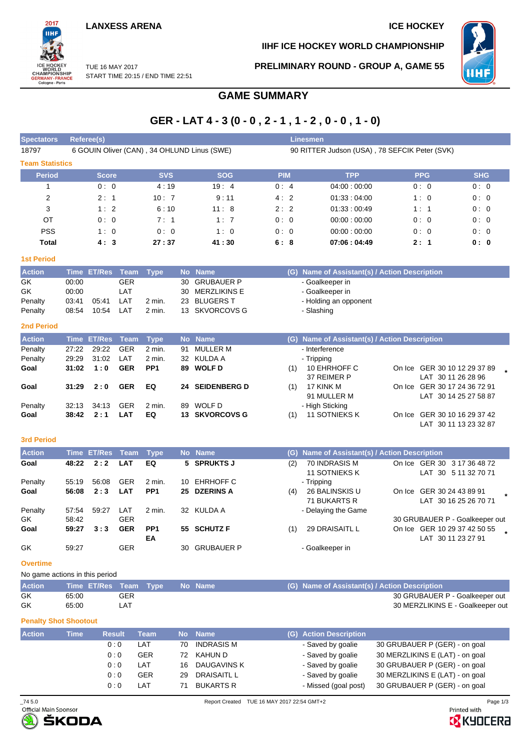**LANXESS ARENA**

**ICE HOCKEY**

**IIHF ICE HOCKEY WORLD CHAMPIONSHIP**

TUE 16 MAY 2017
START TIME 20:15 / END TIME 22:51

**PRELIMINARY ROUND - GROUP A, GAME 55**

# GAME SUMMARY

## GER - LAT 4 - 3 (0 - 0 , 2 - 1 , 1 - 2 , 0 - 0 , 1 - 0)

| Spectators | Referee(s) | Linesmen |
|---|---|---|
| 18797 | 6 GOUIN Oliver (CAN) , 34 OHLUND Linus (SWE) | 90 RITTER Judson (USA) , 78 SEFCIK Peter (SVK) |

### Team Statistics

| Period | Score | SVS | SOG | PIM | TPP | PPG | SHG |
|---|---|---|---|---|---|---|---|
| 1 | 0 : 0 | 4 : 19 | 19 : 4 | 0 : 4 | 04:00 : 00:00 | 0 : 0 | 0 : 0 |
| 2 | 2 : 1 | 10 : 7 | 9 : 11 | 4 : 2 | 01:33 : 04:00 | 1 : 0 | 0 : 0 |
| 3 | 1 : 2 | 6 : 10 | 11 : 8 | 2 : 2 | 01:33 : 00:49 | 1 : 1 | 0 : 0 |
| OT | 0 : 0 | 7 : 1 | 1 : 7 | 0 : 0 | 00:00 : 00:00 | 0 : 0 | 0 : 0 |
| PSS | 1 : 0 | 0 : 0 | 1 : 0 | 0 : 0 | 00:00 : 00:00 | 0 : 0 | 0 : 0 |
| **Total** | **4 : 3** | **27 : 37** | **41 : 30** | **6 : 8** | **07:06 : 04:49** | **2 : 1** | **0 : 0** |

### 1st Period

| Action | Time | ET/Res | Team | Type | No | Name | (G) | Name of Assistant(s) / Action Description | |
|---|---|---|---|---|---|---|---|---|---|
| GK | 00:00 | | GER | | 30 | GRUBAUER P | | - Goalkeeper in | |
| GK | 00:00 | | LAT | | 30 | MERZLIKINS E | | - Goalkeeper in | |
| Penalty | 03:41 | 05:41 | LAT | 2 min. | 23 | BLUGERS T | | - Holding an opponent | |
| Penalty | 08:54 | 10:54 | LAT | 2 min. | 13 | SKVORCOVS G | | - Slashing | |

### 2nd Period

| Action | Time | ET/Res | Team | Type | No | Name | (G) | Name of Assistant(s) / Action Description | |
|---|---|---|---|---|---|---|---|---|---|
| Penalty | 27:22 | 29:22 | GER | 2 min. | 91 | MULLER M | | - Interference | |
| Penalty | 29:29 | 31:02 | LAT | 2 min. | 32 | KULDA A | | - Tripping | |
| **Goal** | **31:02** | **1 : 0** | **GER** | **PP1** | **89** | **WOLF D** | (1) | 10 EHRHOFF C<br>37 REIMER P | On Ice GER 30 10 12 29 37 89 *<br>LAT 30 11 26 28 96 |
| **Goal** | **31:29** | **2 : 0** | **GER** | **EQ** | **24** | **SEIDENBERG D** | (1) | 17 KINK M<br>91 MULLER M | On Ice GER 30 17 24 36 72 91<br>LAT 30 14 25 27 58 87 |
| Penalty | 32:13 | 34:13 | GER | 2 min. | 89 | WOLF D | | - High Sticking | |
| **Goal** | **38:42** | **2 : 1** | **LAT** | **EQ** | **13** | **SKVORCOVS G** | (1) | 11 SOTNIEKS K | On Ice GER 30 10 16 29 37 42<br>LAT 30 11 13 23 32 87 |

### 3rd Period

| Action | Time | ET/Res | Team | Type | No | Name | (G) | Name of Assistant(s) / Action Description | |
|---|---|---|---|---|---|---|---|---|---|
| **Goal** | **48:22** | **2 : 2** | **LAT** | **EQ** | **5** | **SPRUKTS J** | (2) | 70 INDRASIS M<br>11 SOTNIEKS K | On Ice GER 30 3 17 36 48 72<br>LAT 30 5 11 32 70 71 |
| Penalty | 55:19 | 56:08 | GER | 2 min. | 10 | EHRHOFF C | | - Tripping | |
| **Goal** | **56:08** | **2 : 3** | **LAT** | **PP1** | **25** | **DZERINS A** | (4) | 26 BALINSKIS U<br>71 BUKARTS R | On Ice GER 30 24 43 89 91 *<br>LAT 30 16 25 26 70 71 |
| Penalty | 57:54 | 59:27 | LAT | 2 min. | 32 | KULDA A | | - Delaying the Game | |
| GK | 58:42 | | GER | | | | | | 30 GRUBAUER P - Goalkeeper out |
| **Goal** | **59:27** | **3 : 3** | **GER** | **PP1 EA** | **55** | **SCHUTZ F** | (1) | 29 DRAISAITL L | On Ice GER 10 29 37 42 50 55 *<br>LAT 30 11 23 27 91 |
| GK | 59:27 | | GER | | 30 | GRUBAUER P | | - Goalkeeper in | |

### Overtime

No game actions in this period

| Action | Time | ET/Res | Team | Type | No | Name | (G) | Name of Assistant(s) / Action Description |
|---|---|---|---|---|---|---|---|---|
| GK | 65:00 | | GER | | | | | 30 GRUBAUER P - Goalkeeper out |
| GK | 65:00 | | LAT | | | | | 30 MERZLIKINS E - Goalkeeper out |

### Penalty Shot Shootout

| Action | Time | Result | Team | No | Name | (G) | Action Description | |
|---|---|---|---|---|---|---|---|---|
| | | 0 : 0 | LAT | 70 | INDRASIS M | | - Saved by goalie | 30 GRUBAUER P (GER) - on goal |
| | | 0 : 0 | GER | 72 | KAHUN D | | - Saved by goalie | 30 MERZLIKINS E (LAT) - on goal |
| | | 0 : 0 | LAT | 16 | DAUGAVINS K | | - Saved by goalie | 30 GRUBAUER P (GER) - on goal |
| | | 0 : 0 | GER | 29 | DRAISAITL L | | - Saved by goalie | 30 MERZLIKINS E (LAT) - on goal |
| | | 0 : 0 | LAT | 71 | BUKARTS R | | - Missed (goal post) | 30 GRUBAUER P (GER) - on goal |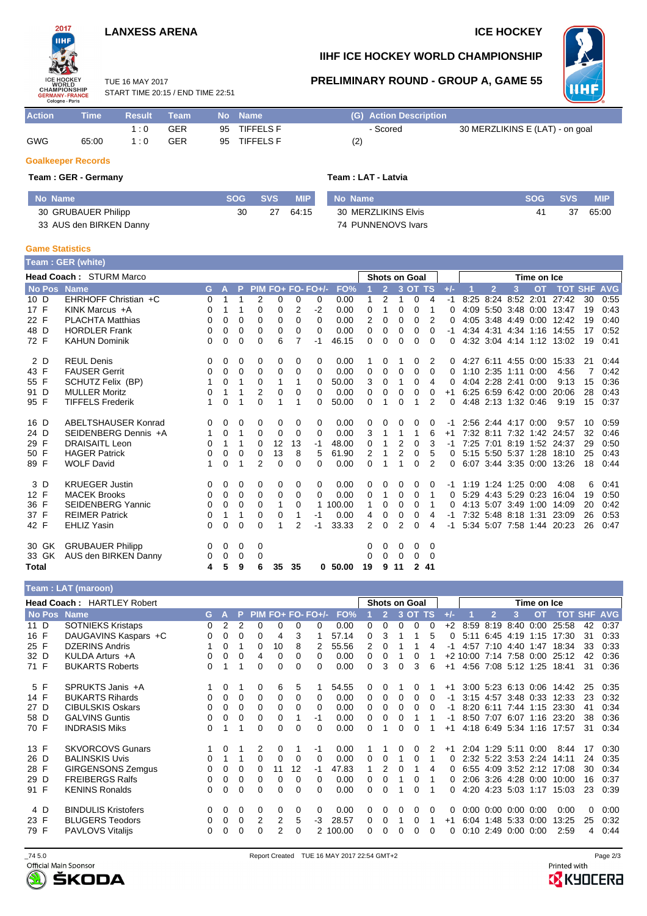LANXESS ARENA

ICE HOCKEY

# IIHF ICE HOCKEY WORLD CHAMPIONSHIP

## PRELIMINARY ROUND - GROUP A, GAME 55

TUE 16 MAY 2017
START TIME 20:15 / END TIME 22:51

| Action | Time | Result | Team | No | Name | (G) | Action Description |
|---|---|---|---|---|---|---|---|
| | | 1 : 0 | GER | 95 | TIFFELS F | | - Scored | 30 MERZLIKINS E (LAT) - on goal |
| GWG | 65:00 | 1 : 0 | GER | 95 | TIFFELS F | (2) | |

### Goalkeeper Records

**Team : GER - Germany**

| No Name | SOG | SVS | MIP |
|---|---|---|---|
| 30 GRUBAUER Philipp | 30 | 27 | 64:15 |
| 33 AUS den BIRKEN Danny | | | |

**Team : LAT - Latvia**

| No Name | SOG | SVS | MIP |
|---|---|---|---|
| 30 MERZLIKINS Elvis | 41 | 37 | 65:00 |
| 74 PUNNENOVS Ivars | | | |

### Game Statistics

**Team : GER (white)**

Head Coach : STURM Marco

| No | Pos | Name | G | A | P | PIM | FO+ | FO- | FO+/- | FO% | SOG 1 | SOG 2 | SOG 3 | SOG OT | SOG TS | +/- | TOI 1 | TOI 2 | TOI 3 | TOI OT | TOT | SHF | AVG |
|---|---|---|---|---|---|---|---|---|---|---|---|---|---|---|---|---|---|---|---|---|---|---|---|
| 10 | D | EHRHOFF Christian +C | 0 | 1 | 1 | 2 | 0 | 0 | 0 | 0.00 | 1 | 2 | 1 | 0 | 4 | -1 | 8:25 | 8:24 | 8:52 | 2:01 | 27:42 | 30 | 0:55 |
| 17 | F | KINK Marcus +A | 0 | 1 | 1 | 0 | 0 | 2 | -2 | 0.00 | 0 | 1 | 0 | 0 | 1 | 0 | 4:09 | 5:50 | 3:48 | 0:00 | 13:47 | 19 | 0:43 |
| 22 | F | PLACHTA Matthias | 0 | 0 | 0 | 0 | 0 | 0 | 0 | 0.00 | 2 | 0 | 0 | 0 | 2 | 0 | 4:05 | 3:48 | 4:49 | 0:00 | 12:42 | 19 | 0:40 |
| 48 | D | HORDLER Frank | 0 | 0 | 0 | 0 | 0 | 0 | 0 | 0.00 | 0 | 0 | 0 | 0 | 0 | -1 | 4:34 | 4:31 | 4:34 | 1:16 | 14:55 | 17 | 0:52 |
| 72 | F | KAHUN Dominik | 0 | 0 | 0 | 0 | 6 | 7 | -1 | 46.15 | 0 | 0 | 0 | 0 | 0 | 0 | 4:32 | 3:04 | 4:14 | 1:12 | 13:02 | 19 | 0:41 |
| 2 | D | REUL Denis | 0 | 0 | 0 | 0 | 0 | 0 | 0 | 0.00 | 1 | 0 | 1 | 0 | 2 | 0 | 4:27 | 6:11 | 4:55 | 0:00 | 15:33 | 21 | 0:44 |
| 43 | F | FAUSER Gerrit | 0 | 0 | 0 | 0 | 0 | 0 | 0 | 0.00 | 0 | 0 | 0 | 0 | 0 | 0 | 1:10 | 2:35 | 1:11 | 0:00 | 4:56 | 7 | 0:42 |
| 55 | F | SCHUTZ Felix (BP) | 1 | 0 | 1 | 0 | 1 | 1 | 0 | 50.00 | 3 | 0 | 1 | 0 | 4 | 0 | 4:04 | 2:28 | 2:41 | 0:00 | 9:13 | 15 | 0:36 |
| 91 | D | MULLER Moritz | 0 | 1 | 1 | 2 | 0 | 0 | 0 | 0.00 | 0 | 0 | 0 | 0 | 0 | +1 | 6:25 | 6:59 | 6:42 | 0:00 | 20:06 | 28 | 0:43 |
| 95 | F | TIFFELS Frederik | 1 | 0 | 1 | 0 | 1 | 1 | 0 | 50.00 | 0 | 1 | 0 | 1 | 2 | 0 | 4:48 | 2:13 | 1:32 | 0:46 | 9:19 | 15 | 0:37 |
| 16 | D | ABELTSHAUSER Konrad | 0 | 0 | 0 | 0 | 0 | 0 | 0 | 0.00 | 0 | 0 | 0 | 0 | 0 | -1 | 2:56 | 2:44 | 4:17 | 0:00 | 9:57 | 10 | 0:59 |
| 24 | D | SEIDENBERG Dennis +A | 1 | 0 | 1 | 0 | 0 | 0 | 0 | 0.00 | 3 | 1 | 1 | 1 | 6 | +1 | 7:32 | 8:11 | 7:32 | 1:42 | 24:57 | 32 | 0:46 |
| 29 | F | DRAISAITL Leon | 0 | 1 | 1 | 0 | 12 | 13 | -1 | 48.00 | 0 | 1 | 2 | 0 | 3 | -1 | 7:25 | 7:01 | 8:19 | 1:52 | 24:37 | 29 | 0:50 |
| 50 | F | HAGER Patrick | 0 | 0 | 0 | 0 | 13 | 8 | 5 | 61.90 | 2 | 1 | 2 | 0 | 5 | 0 | 5:15 | 5:50 | 5:37 | 1:28 | 18:10 | 25 | 0:43 |
| 89 | F | WOLF David | 1 | 0 | 1 | 2 | 0 | 0 | 0 | 0.00 | 0 | 1 | 1 | 0 | 2 | 0 | 6:07 | 3:44 | 3:35 | 0:00 | 13:26 | 18 | 0:44 |
| 3 | D | KRUEGER Justin | 0 | 0 | 0 | 0 | 0 | 0 | 0 | 0.00 | 0 | 0 | 0 | 0 | 0 | -1 | 1:19 | 1:24 | 1:25 | 0:00 | 4:08 | 6 | 0:41 |
| 12 | F | MACEK Brooks | 0 | 0 | 0 | 0 | 0 | 0 | 0 | 0.00 | 0 | 1 | 0 | 0 | 1 | 0 | 5:29 | 4:43 | 5:29 | 0:23 | 16:04 | 19 | 0:50 |
| 36 | F | SEIDENBERG Yannic | 0 | 0 | 0 | 0 | 1 | 0 | 1 | 100.00 | 1 | 0 | 0 | 0 | 1 | 0 | 4:13 | 5:07 | 3:49 | 1:00 | 14:09 | 20 | 0:42 |
| 37 | F | REIMER Patrick | 0 | 1 | 1 | 0 | 0 | 1 | -1 | 0.00 | 4 | 0 | 0 | 0 | 4 | -1 | 7:32 | 5:48 | 8:18 | 1:31 | 23:09 | 26 | 0:53 |
| 42 | F | EHLIZ Yasin | 0 | 0 | 0 | 0 | 1 | 2 | -1 | 33.33 | 2 | 0 | 2 | 0 | 4 | -1 | 5:34 | 5:07 | 7:58 | 1:44 | 20:23 | 26 | 0:47 |
| 30 | GK | GRUBAUER Philipp | 0 | 0 | 0 | 0 | | | | | 0 | 0 | 0 | 0 | 0 | | | | | | | | |
| 33 | GK | AUS den BIRKEN Danny | 0 | 0 | 0 | 0 | | | | | 0 | 0 | 0 | 0 | 0 | | | | | | | | |
| Total | | | 4 | 5 | 9 | 6 | 35 | 35 | 0 | 50.00 | 19 | 9 | 11 | 2 | 41 | | | | | | | | |

**Team : LAT (maroon)**

Head Coach : HARTLEY Robert

| No | Pos | Name | G | A | P | PIM | FO+ | FO- | FO+/- | FO% | SOG 1 | SOG 2 | SOG 3 | SOG OT | SOG TS | +/- | TOI 1 | TOI 2 | TOI 3 | TOI OT | TOT | SHF | AVG |
|---|---|---|---|---|---|---|---|---|---|---|---|---|---|---|---|---|---|---|---|---|---|---|---|
| 11 | D | SOTNIEKS Kristaps | 0 | 2 | 2 | 0 | 0 | 0 | 0 | 0.00 | 0 | 0 | 0 | 0 | 0 | +2 | 8:59 | 8:19 | 8:40 | 0:00 | 25:58 | 42 | 0:37 |
| 16 | F | DAUGAVINS Kaspars +C | 0 | 0 | 0 | 0 | 4 | 3 | 1 | 57.14 | 0 | 3 | 1 | 1 | 5 | 0 | 5:11 | 6:45 | 4:19 | 1:15 | 17:30 | 31 | 0:33 |
| 25 | F | DZERINS Andris | 1 | 0 | 1 | 0 | 10 | 8 | 2 | 55.56 | 2 | 0 | 1 | 1 | 4 | -1 | 4:57 | 7:10 | 4:40 | 1:47 | 18:34 | 33 | 0:33 |
| 32 | D | KULDA Arturs +A | 0 | 0 | 0 | 4 | 0 | 0 | 0 | 0.00 | 0 | 0 | 1 | 0 | 1 | +2 | 10:00 | 7:14 | 7:58 | 0:00 | 25:12 | 42 | 0:36 |
| 71 | F | BUKARTS Roberts | 0 | 1 | 1 | 0 | 0 | 0 | 0 | 0.00 | 0 | 3 | 0 | 3 | 6 | +1 | 4:56 | 7:08 | 5:12 | 1:25 | 18:41 | 31 | 0:36 |
| 5 | F | SPRUKTS Janis +A | 1 | 0 | 1 | 0 | 6 | 5 | 1 | 54.55 | 0 | 0 | 1 | 0 | 1 | +1 | 3:00 | 5:23 | 6:13 | 0:06 | 14:42 | 25 | 0:35 |
| 14 | F | BUKARTS Rihards | 0 | 0 | 0 | 0 | 0 | 0 | 0 | 0.00 | 0 | 0 | 0 | 0 | 0 | -1 | 3:15 | 4:57 | 3:48 | 0:33 | 12:33 | 23 | 0:32 |
| 27 | D | CIBULSKIS Oskars | 0 | 0 | 0 | 0 | 0 | 0 | 0 | 0.00 | 0 | 0 | 0 | 0 | 0 | -1 | 8:20 | 6:11 | 7:44 | 1:15 | 23:30 | 41 | 0:34 |
| 58 | D | GALVINS Guntis | 0 | 0 | 0 | 0 | 0 | 1 | -1 | 0.00 | 0 | 0 | 0 | 1 | 1 | -1 | 8:50 | 7:07 | 6:07 | 1:16 | 23:20 | 38 | 0:36 |
| 70 | F | INDRASIS Miks | 0 | 1 | 1 | 0 | 0 | 0 | 0 | 0.00 | 0 | 1 | 0 | 0 | 1 | +1 | 4:18 | 6:49 | 5:34 | 1:16 | 17:57 | 31 | 0:34 |
| 13 | F | SKVORCOVS Gunars | 1 | 0 | 1 | 2 | 0 | 1 | -1 | 0.00 | 1 | 1 | 0 | 0 | 2 | +1 | 2:04 | 1:29 | 5:11 | 0:00 | 8:44 | 17 | 0:30 |
| 26 | D | BALINSKIS Uvis | 0 | 1 | 1 | 0 | 0 | 0 | 0 | 0.00 | 0 | 0 | 1 | 0 | 1 | 0 | 2:32 | 5:22 | 3:53 | 2:24 | 14:11 | 24 | 0:35 |
| 28 | F | GIRGENSONS Zemgus | 0 | 0 | 0 | 0 | 11 | 12 | -1 | 47.83 | 1 | 2 | 0 | 1 | 4 | 0 | 6:55 | 4:09 | 3:52 | 2:12 | 17:08 | 30 | 0:34 |
| 29 | D | FREIBERGS Ralfs | 0 | 0 | 0 | 0 | 0 | 0 | 0 | 0.00 | 0 | 0 | 1 | 0 | 1 | 0 | 2:06 | 3:26 | 4:28 | 0:00 | 10:00 | 16 | 0:37 |
| 91 | F | KENINS Ronalds | 0 | 0 | 0 | 0 | 0 | 0 | 0 | 0.00 | 0 | 0 | 1 | 0 | 1 | 0 | 4:20 | 4:23 | 5:03 | 1:17 | 15:03 | 23 | 0:39 |
| 4 | D | BINDULIS Kristofers | 0 | 0 | 0 | 0 | 0 | 0 | 0 | 0.00 | 0 | 0 | 0 | 0 | 0 | 0 | 0:00 | 0:00 | 0:00 | 0:00 | 0:00 | 0 | 0:00 |
| 23 | F | BLUGERS Teodors | 0 | 0 | 0 | 2 | 2 | 5 | -3 | 28.57 | 0 | 0 | 1 | 0 | 1 | +1 | 6:04 | 1:48 | 5:33 | 0:00 | 13:25 | 25 | 0:32 |
| 79 | F | PAVLOVS Vitalijs | 0 | 0 | 0 | 0 | 2 | 0 | 2 | 100.00 | 0 | 0 | 0 | 0 | 0 | 0 | 0:10 | 2:49 | 0:00 | 0:00 | 2:59 | 4 | 0:44 |

_74 5.0 Report Created TUE 16 MAY 2017 22:54 GMT+2

Official Main Sponsor ŠKODA · Printed with KYOCERA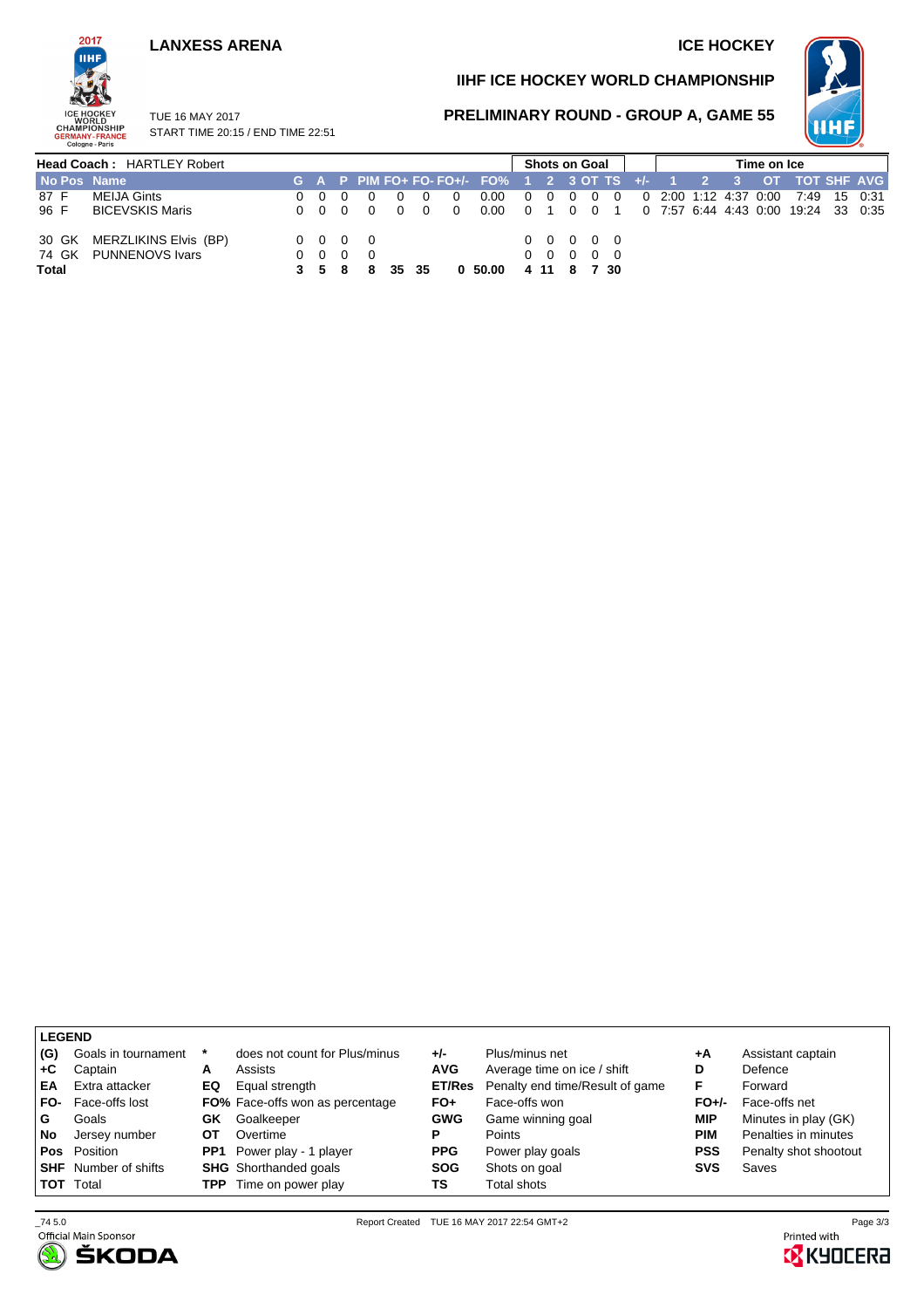**LANXESS ARENA** — **ICE HOCKEY**

**IIHF ICE HOCKEY WORLD CHAMPIONSHIP**

TUE 16 MAY 2017
START TIME 20:15 / END TIME 22:51

**PRELIMINARY ROUND - GROUP A, GAME 55**

**Head Coach :** HARTLEY Robert

| No | Pos | Name | G | A | P | PIM | FO+ | FO- | FO+/- | FO% | SOG 1 | SOG 2 | SOG 3 | SOG OT | SOG TS | +/- | TOI 1 | TOI 2 | TOI 3 | TOI OT | TOI TOT | SHF | AVG |
|---|---|---|---|---|---|---|---|---|---|---|---|---|---|---|---|---|---|---|---|---|---|---|---|
| 87 | F | MEIJA Gints | 0 | 0 | 0 | 0 | 0 | 0 | 0 | 0.00 | 0 | 0 | 0 | 0 | 0 | 0 | 2:00 | 1:12 | 4:37 | 0:00 | 7:49 | 15 | 0:31 |
| 96 | F | BICEVSKIS Maris | 0 | 0 | 0 | 0 | 0 | 0 | 0 | 0.00 | 0 | 1 | 0 | 0 | 1 | 0 | 7:57 | 6:44 | 4:43 | 0:00 | 19:24 | 33 | 0:35 |
| 30 | GK | MERZLIKINS Elvis (BP) | 0 | 0 | 0 | 0 | | | | | 0 | 0 | 0 | 0 | 0 | | | | | | | | |
| 74 | GK | PUNNENOVS Ivars | 0 | 0 | 0 | 0 | | | | | 0 | 0 | 0 | 0 | 0 | | | | | | | | |
| **Total** | | | **3** | **5** | **8** | **8** | **35** | **35** | **0** | **50.00** | **4** | **11** | **8** | **7** | **30** | | | | | | | | |

**LEGEND**

| | | | | | | | |
|---|---|---|---|---|---|---|---|
| **(G)** | Goals in tournament | **\*** | does not count for Plus/minus | **+/-** | Plus/minus net | **+A** | Assistant captain |
| **+C** | Captain | **A** | Assists | **AVG** | Average time on ice / shift | **D** | Defence |
| **EA** | Extra attacker | **EQ** | Equal strength | **ET/Res** | Penalty end time/Result of game | **F** | Forward |
| **FO-** | Face-offs lost | **FO%** | Face-offs won as percentage | **FO+** | Face-offs won | **FO+/-** | Face-offs net |
| **G** | Goals | **GK** | Goalkeeper | **GWG** | Game winning goal | **MIP** | Minutes in play (GK) |
| **No** | Jersey number | **OT** | Overtime | **P** | Points | **PIM** | Penalties in minutes |
| **Pos** | Position | **PP1** | Power play - 1 player | **PPG** | Power play goals | **PSS** | Penalty shot shootout |
| **SHF** | Number of shifts | **SHG** | Shorthanded goals | **SOG** | Shots on goal | **SVS** | Saves |
| **TOT** | Total | **TPP** | Time on power play | **TS** | Total shots | | |

_74 5.0 Report Created TUE 16 MAY 2017 22:54 GMT+2

Official Main Sponsor ŠKODA — Printed with KYOCERA